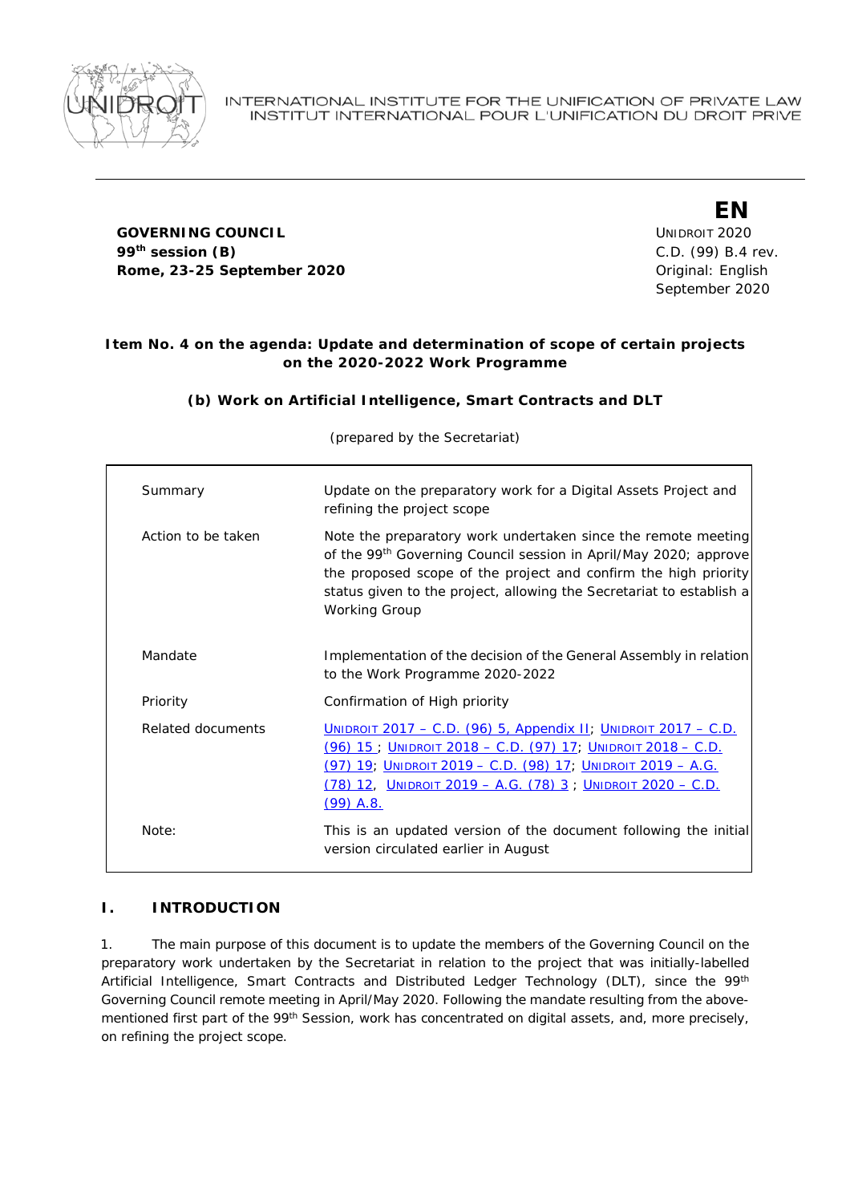INTERNATIONAL INSTITUTE FOR THE UNIFICATION OF PRIVATE LAW
INSTITUT INTERNATIONAL POUR L'UNIFICATION DU DROIT PRIVE

**EN**

**GOVERNING COUNCIL**
**99th session (B)**
**Rome, 23-25 September 2020**

UNIDROIT 2020
C.D. (99) B.4 rev.
Original: English
September 2020

**Item No. 4 on the agenda: Update and determination of scope of certain projects on the 2020-2022 Work Programme**

**(b) Work on Artificial Intelligence, Smart Contracts and DLT**

(prepared by the Secretariat)

| | |
|---|---|
| Summary | Update on the preparatory work for a Digital Assets Project and refining the project scope |
| Action to be taken | Note the preparatory work undertaken since the remote meeting of the 99th Governing Council session in April/May 2020; approve the proposed scope of the project and confirm the high priority status given to the project, allowing the Secretariat to establish a Working Group |
| Mandate | Implementation of the decision of the General Assembly in relation to the Work Programme 2020-2022 |
| Priority | Confirmation of High priority |
| Related documents | UNIDROIT 2017 – C.D. (96) 5, Appendix II; UNIDROIT 2017 – C.D. (96) 15 ; UNIDROIT 2018 – C.D. (97) 17; UNIDROIT 2018 – C.D. (97) 19; UNIDROIT 2019 – C.D. (98) 17; UNIDROIT 2019 – A.G. (78) 12, UNIDROIT 2019 – A.G. (78) 3 ; UNIDROIT 2020 – C.D. (99) A.8. |
| Note: | This is an updated version of the document following the initial version circulated earlier in August |

## I. INTRODUCTION

1. The main purpose of this document is to update the members of the Governing Council on the preparatory work undertaken by the Secretariat in relation to the project that was initially-labelled Artificial Intelligence, Smart Contracts and Distributed Ledger Technology (DLT), since the 99th Governing Council remote meeting in April/May 2020. Following the mandate resulting from the above-mentioned first part of the 99th Session, work has concentrated on digital assets, and, more precisely, on refining the project scope.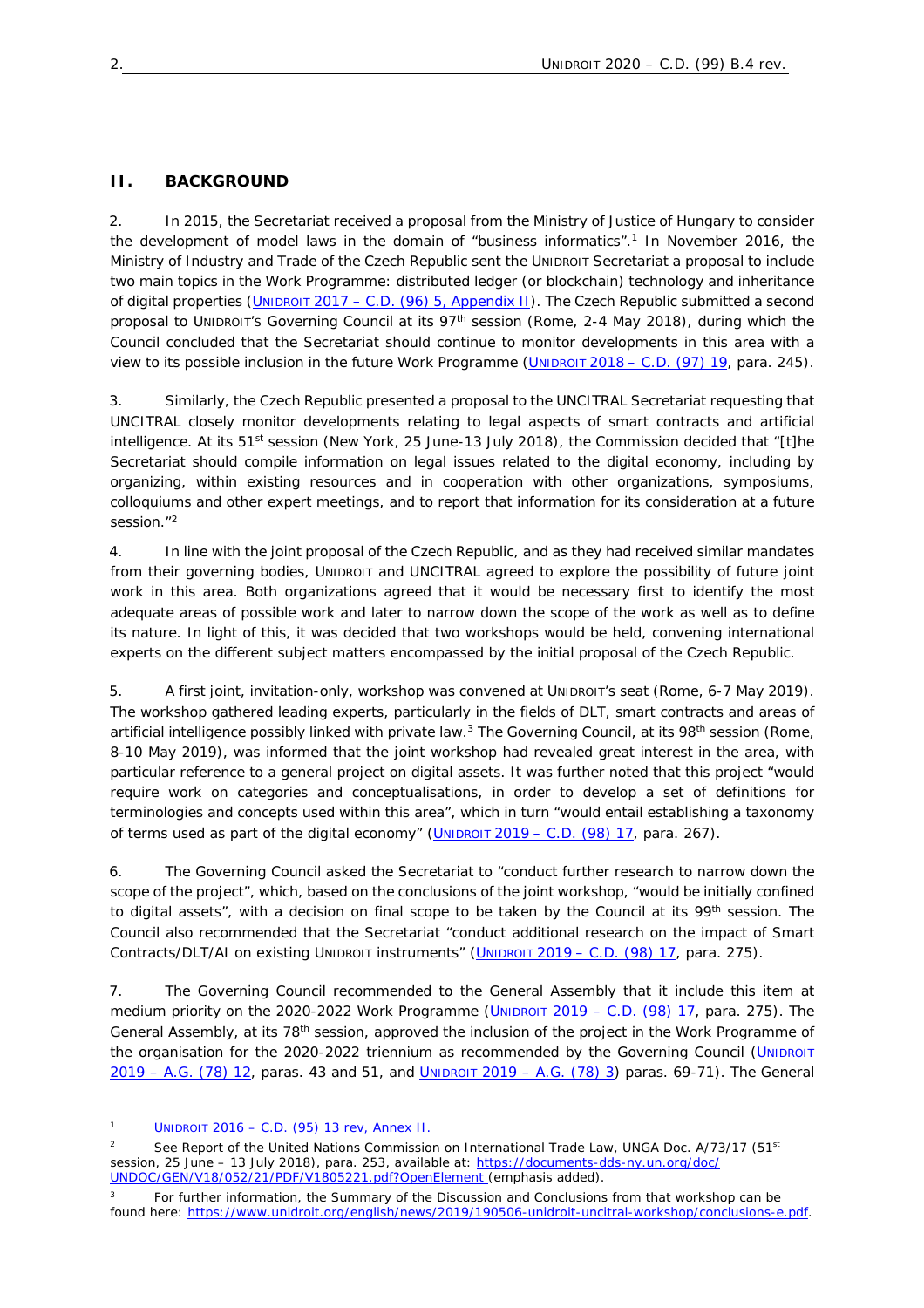## II. BACKGROUND

2. In 2015, the Secretariat received a proposal from the Ministry of Justice of Hungary to consider the development of model laws in the domain of "business informatics".[1] In November 2016, the Ministry of Industry and Trade of the Czech Republic sent the UNIDROIT Secretariat a proposal to include two main topics in the Work Programme: distributed ledger (or blockchain) technology and inheritance of digital properties (UNIDROIT 2017 – C.D. (96) 5, Appendix II). The Czech Republic submitted a second proposal to UNIDROIT's Governing Council at its 97th session (Rome, 2-4 May 2018), during which the Council concluded that the Secretariat should continue to monitor developments in this area with a view to its possible inclusion in the future Work Programme (UNIDROIT 2018 – C.D. (97) 19, para. 245).

3. Similarly, the Czech Republic presented a proposal to the UNCITRAL Secretariat requesting that UNCITRAL closely monitor developments relating to legal aspects of smart contracts and artificial intelligence. At its 51st session (New York, 25 June-13 July 2018), the Commission decided that "[t]he Secretariat should compile information on legal issues related to the digital economy, including by organizing, within existing resources and in cooperation with other organizations, symposiums, colloquiums and other expert meetings, and to report that information for its consideration at a future session."[2]

4. In line with the joint proposal of the Czech Republic, and as they had received similar mandates from their governing bodies, UNIDROIT and UNCITRAL agreed to explore the possibility of future joint work in this area. Both organizations agreed that it would be necessary first to identify the most adequate areas of possible work and later to narrow down the scope of the work as well as to define its nature. In light of this, it was decided that two workshops would be held, convening international experts on the different subject matters encompassed by the initial proposal of the Czech Republic.

5. A first joint, invitation-only, workshop was convened at UNIDROIT's seat (Rome, 6-7 May 2019). The workshop gathered leading experts, particularly in the fields of DLT, smart contracts and areas of artificial intelligence possibly linked with private law.[3] The Governing Council, at its 98th session (Rome, 8-10 May 2019), was informed that the joint workshop had revealed great interest in the area, with particular reference to a general project on digital assets. It was further noted that this project "would require work on categories and conceptualisations, in order to develop a set of definitions for terminologies and concepts used within this area", which in turn "would entail establishing a taxonomy of terms used as part of the digital economy" (UNIDROIT 2019 – C.D. (98) 17, para. 267).

6. The Governing Council asked the Secretariat to "conduct further research to narrow down the scope of the project", which, based on the conclusions of the joint workshop, "would be initially confined to digital assets", with a decision on final scope to be taken by the Council at its 99th session. The Council also recommended that the Secretariat "conduct additional research on the impact of Smart Contracts/DLT/AI on existing UNIDROIT instruments" (UNIDROIT 2019 – C.D. (98) 17, para. 275).

7. The Governing Council recommended to the General Assembly that it include this item at medium priority on the 2020-2022 Work Programme (UNIDROIT 2019 – C.D. (98) 17, para. 275). The General Assembly, at its 78th session, approved the inclusion of the project in the Work Programme of the organisation for the 2020-2022 triennium as recommended by the Governing Council (UNIDROIT 2019 – A.G. (78) 12, paras. 43 and 51, and UNIDROIT 2019 – A.G. (78) 3) paras. 69-71). The General

---

[1] UNIDROIT 2016 – C.D. (95) 13 rev, Annex II.

[2] See Report of the United Nations Commission on International Trade Law, UNGA Doc. A/73/17 (51st session, 25 June – 13 July 2018), para. 253, available at: https://documents-dds-ny.un.org/doc/UNDOC/GEN/V18/052/21/PDF/V1805221.pdf?OpenElement (emphasis added).

[3] For further information, the Summary of the Discussion and Conclusions from that workshop can be found here: https://www.unidroit.org/english/news/2019/190506-unidroit-uncitral-workshop/conclusions-e.pdf.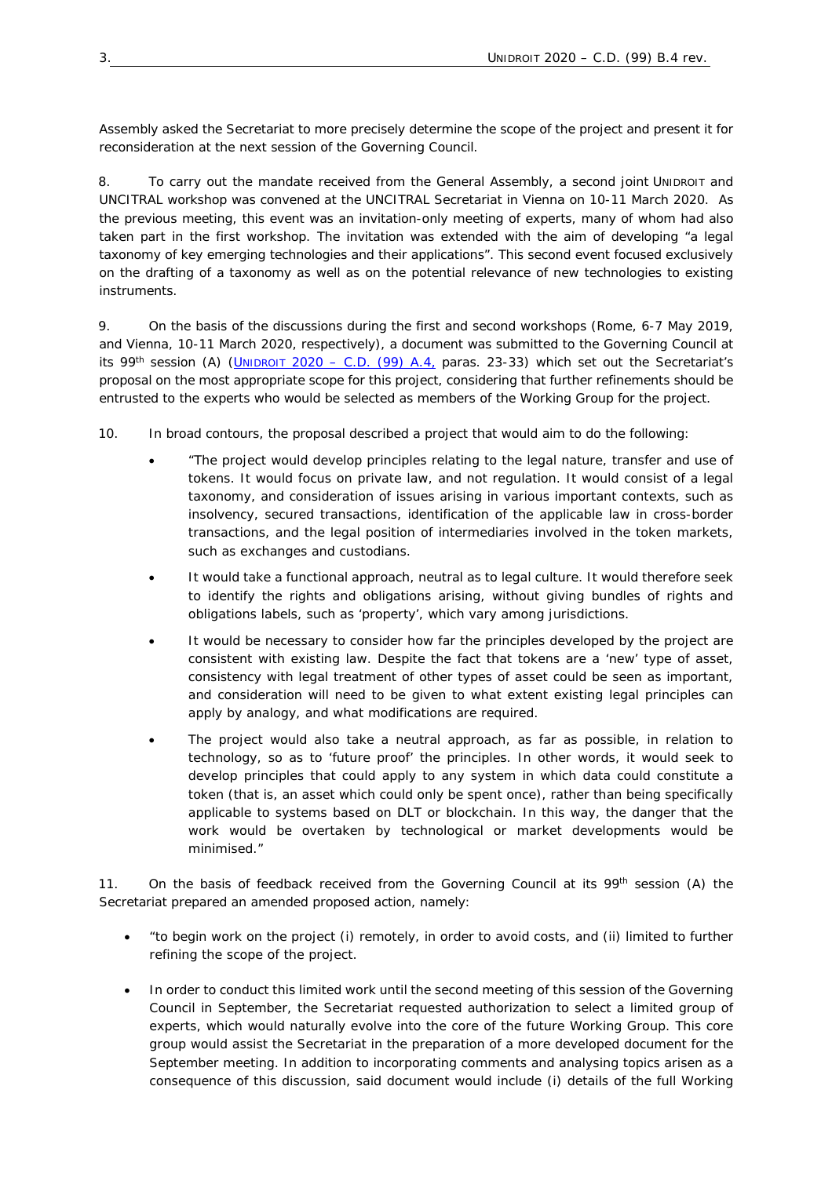Assembly asked the Secretariat to more precisely determine the scope of the project and present it for reconsideration at the next session of the Governing Council.

8. To carry out the mandate received from the General Assembly, a second joint UNIDROIT and UNCITRAL workshop was convened at the UNCITRAL Secretariat in Vienna on 10-11 March 2020. As the previous meeting, this event was an invitation-only meeting of experts, many of whom had also taken part in the first workshop. The invitation was extended with the aim of developing "a legal taxonomy of key emerging technologies and their applications". This second event focused exclusively on the drafting of a taxonomy as well as on the potential relevance of new technologies to existing instruments.

9. On the basis of the discussions during the first and second workshops (Rome, 6-7 May 2019, and Vienna, 10-11 March 2020, respectively), a document was submitted to the Governing Council at its 99th session (A) (UNIDROIT 2020 – C.D. (99) A.4, paras. 23-33) which set out the Secretariat's proposal on the most appropriate scope for this project, considering that further refinements should be entrusted to the experts who would be selected as members of the Working Group for the project.

10. In broad contours, the proposal described a project that would aim to do the following:

- *"The project would develop principles relating to the legal nature, transfer and use of tokens. It would focus on private law, and not regulation. It would consist of a legal taxonomy, and consideration of issues arising in various important contexts, such as insolvency, secured transactions, identification of the applicable law in cross-border transactions, and the legal position of intermediaries involved in the token markets, such as exchanges and custodians.*
- *It would take a functional approach, neutral as to legal culture. It would therefore seek to identify the rights and obligations arising, without giving bundles of rights and obligations labels, such as 'property', which vary among jurisdictions.*
- *It would be necessary to consider how far the principles developed by the project are consistent with existing law. Despite the fact that tokens are a 'new' type of asset, consistency with legal treatment of other types of asset could be seen as important, and consideration will need to be given to what extent existing legal principles can apply by analogy, and what modifications are required.*
- *The project would also take a neutral approach, as far as possible, in relation to technology, so as to 'future proof' the principles. In other words, it would seek to develop principles that could apply to any system in which data could constitute a token (that is, an asset which could only be spent once), rather than being specifically applicable to systems based on DLT or blockchain. In this way, the danger that the work would be overtaken by technological or market developments would be minimised."*

11. On the basis of feedback received from the Governing Council at its 99th session (A) the Secretariat prepared an amended proposed action, namely:

- "to begin work on the project (i) remotely, in order to avoid costs, and (ii) limited to further refining the scope of the project.
- In order to conduct this limited work until the second meeting of this session of the Governing Council in September, the Secretariat requested authorization to select a limited group of experts, which would naturally evolve into the core of the future Working Group. This core group would assist the Secretariat in the preparation of a more developed document for the September meeting. In addition to incorporating comments and analysing topics arisen as a consequence of this discussion, said document would include (i) details of the full Working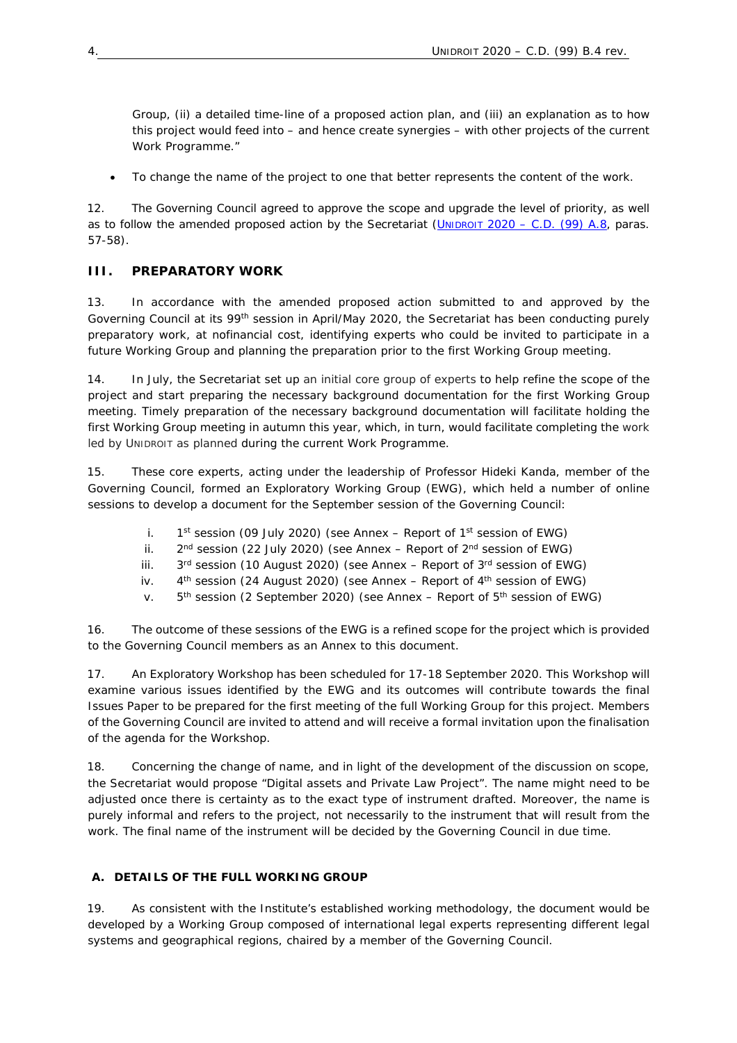Group, (ii) a detailed time-line of a proposed action plan, and (iii) an explanation as to how this project would feed into – and hence create synergies – with other projects of the current Work Programme."

- To change the name of the project to one that better represents the content of the work.

12. The Governing Council agreed to approve the scope and upgrade the level of priority, as well as to follow the amended proposed action by the Secretariat (UNIDROIT 2020 – C.D. (99) A.8, paras. 57-58).

## III. PREPARATORY WORK

13. In accordance with the amended proposed action submitted to and approved by the Governing Council at its 99th session in April/May 2020, the Secretariat has been conducting purely preparatory work, at nofinancial cost, identifying experts who could be invited to participate in a future Working Group and planning the preparation prior to the first Working Group meeting.

14. In July, the Secretariat set up an initial core group of experts to help refine the scope of the project and start preparing the necessary background documentation for the first Working Group meeting. Timely preparation of the necessary background documentation will facilitate holding the first Working Group meeting in autumn this year, which, in turn, would facilitate completing the work led by UNIDROIT as planned during the current Work Programme.

15. These core experts, acting under the leadership of Professor Hideki Kanda, member of the Governing Council, formed an Exploratory Working Group (EWG), which held a number of online sessions to develop a document for the September session of the Governing Council:

i. 1st session (09 July 2020) (see Annex – Report of 1st session of EWG)
ii. 2nd session (22 July 2020) (see Annex – Report of 2nd session of EWG)
iii. 3rd session (10 August 2020) (see Annex – Report of 3rd session of EWG)
iv. 4th session (24 August 2020) (see Annex – Report of 4th session of EWG)
v. 5th session (2 September 2020) (see Annex – Report of 5th session of EWG)

16. The outcome of these sessions of the EWG is a refined scope for the project which is provided to the Governing Council members as an Annex to this document.

17. An Exploratory Workshop has been scheduled for 17-18 September 2020. This Workshop will examine various issues identified by the EWG and its outcomes will contribute towards the final Issues Paper to be prepared for the first meeting of the full Working Group for this project. Members of the Governing Council are invited to attend and will receive a formal invitation upon the finalisation of the agenda for the Workshop.

18. Concerning the change of name, and in light of the development of the discussion on scope, the Secretariat would propose "Digital assets and Private Law Project". The name might need to be adjusted once there is certainty as to the exact type of instrument drafted. Moreover, the name is purely informal and refers to the project, not necessarily to the instrument that will result from the work. The final name of the instrument will be decided by the Governing Council in due time.

### A. DETAILS OF THE FULL WORKING GROUP

19. As consistent with the Institute's established working methodology, the document would be developed by a Working Group composed of international legal experts representing different legal systems and geographical regions, chaired by a member of the Governing Council.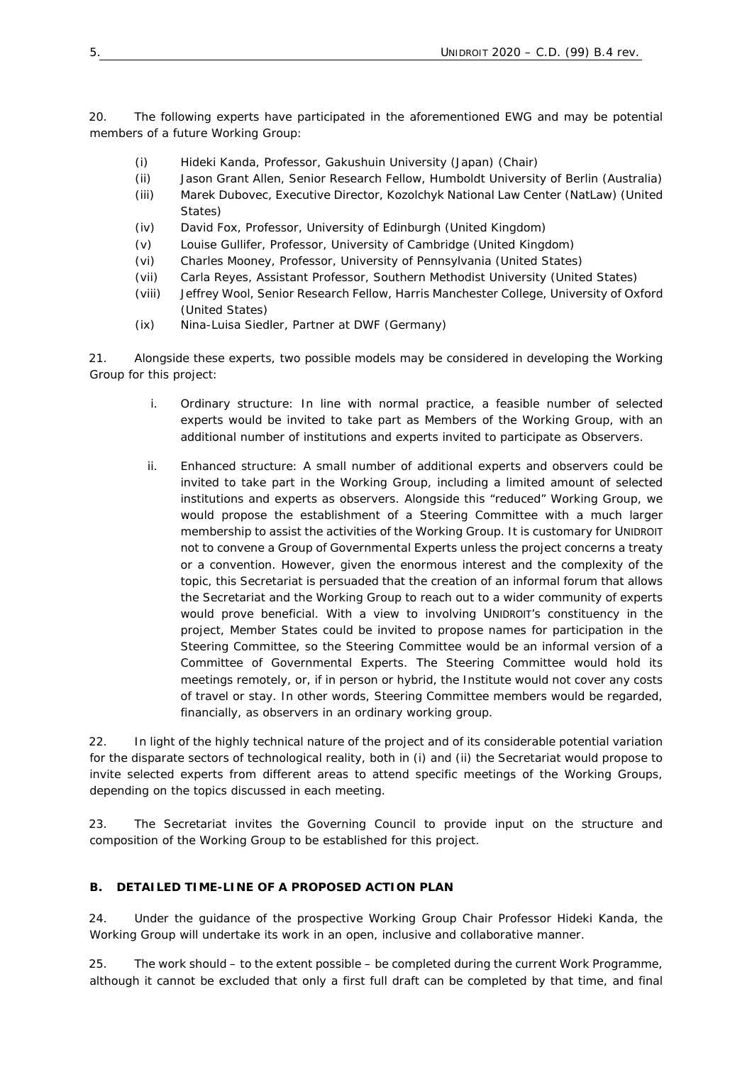20. The following experts have participated in the aforementioned EWG and may be potential members of a future Working Group:

- (i) Hideki Kanda, Professor, Gakushuin University (Japan) (Chair)
- (ii) Jason Grant Allen, Senior Research Fellow, Humboldt University of Berlin (Australia)
- (iii) Marek Dubovec, Executive Director, Kozolchyk National Law Center (NatLaw) (United States)
- (iv) David Fox, Professor, University of Edinburgh (United Kingdom)
- (v) Louise Gullifer, Professor, University of Cambridge (United Kingdom)
- (vi) Charles Mooney, Professor, University of Pennsylvania (United States)
- (vii) Carla Reyes, Assistant Professor, Southern Methodist University (United States)
- (viii) Jeffrey Wool, Senior Research Fellow, Harris Manchester College, University of Oxford (United States)
- (ix) Nina-Luisa Siedler, Partner at DWF (Germany)

21. Alongside these experts, two possible models may be considered in developing the Working Group for this project:

i. *Ordinary structure*: In line with normal practice, a feasible number of selected experts would be invited to take part as Members of the Working Group, with an additional number of institutions and experts invited to participate as Observers.

ii. *Enhanced structure*: A small number of additional experts and observers could be invited to take part in the Working Group, including a limited amount of selected institutions and experts as observers. Alongside this "reduced" Working Group, we would propose the establishment of a Steering Committee with a much larger membership to assist the activities of the Working Group. It is customary for UNIDROIT not to convene a Group of Governmental Experts unless the project concerns a treaty or a convention. However, given the enormous interest and the complexity of the topic, this Secretariat is persuaded that the creation of an informal forum that allows the Secretariat and the Working Group to reach out to a wider community of experts would prove beneficial. With a view to involving UNIDROIT's constituency in the project, Member States could be invited to propose names for participation in the Steering Committee, so the Steering Committee would be an informal version of a Committee of Governmental Experts. The Steering Committee would hold its meetings remotely, or, if in person or hybrid, the Institute would not cover any costs of travel or stay. In other words, Steering Committee members would be regarded, financially, as observers in an ordinary working group.

22. In light of the highly technical nature of the project and of its considerable potential variation for the disparate sectors of technological reality, both in (i) and (ii) the Secretariat would propose to invite selected experts from different areas to attend specific meetings of the Working Groups, depending on the topics discussed in each meeting.

23. The Secretariat invites the Governing Council to provide input on the structure and composition of the Working Group to be established for this project.

## B. DETAILED TIME-LINE OF A PROPOSED ACTION PLAN

24. Under the guidance of the prospective Working Group Chair Professor Hideki Kanda, the Working Group will undertake its work in an open, inclusive and collaborative manner.

25. The work should – to the extent possible – be completed during the current Work Programme, although it cannot be excluded that only a first full draft can be completed by that time, and final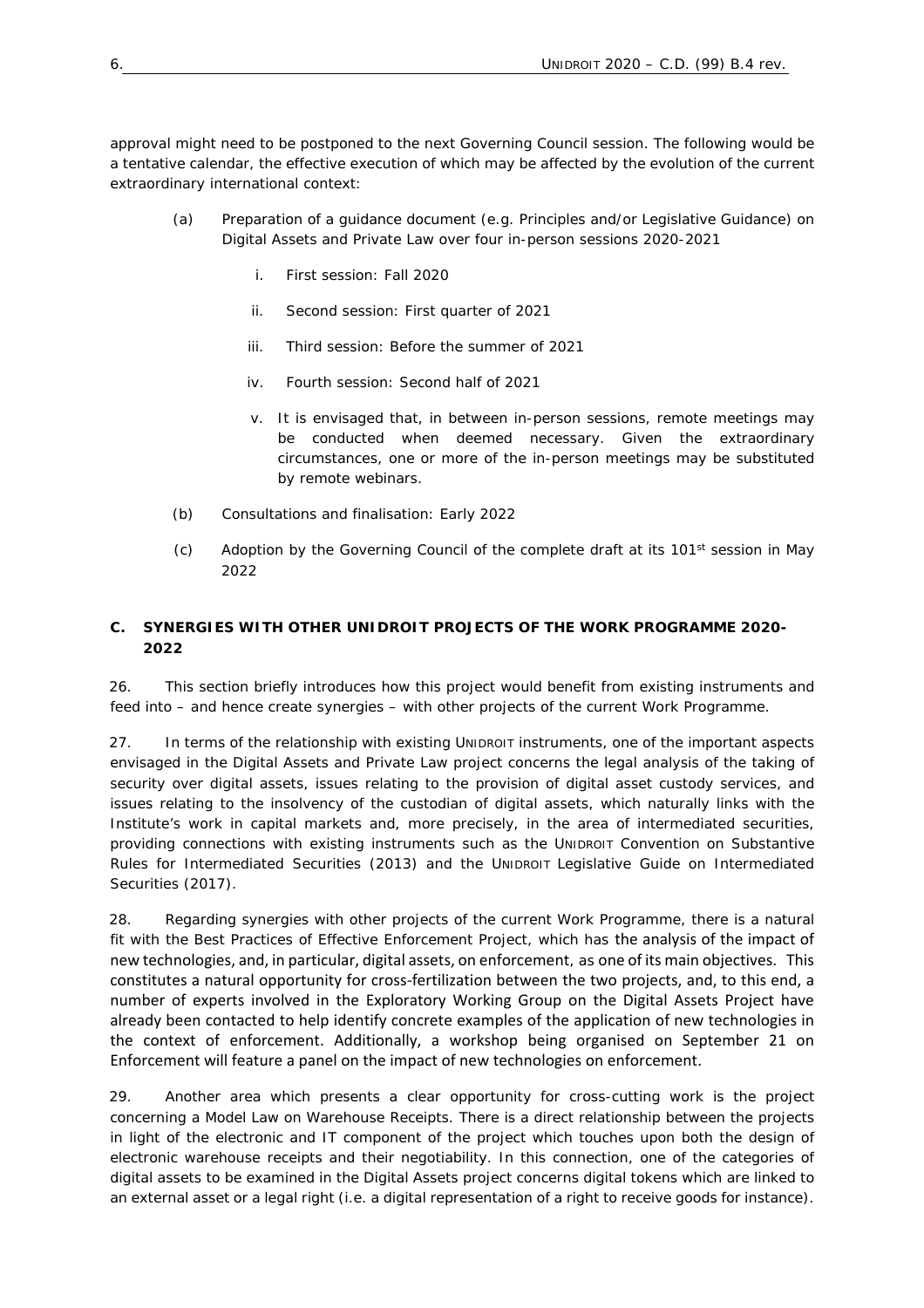approval might need to be postponed to the next Governing Council session. The following would be a tentative calendar, the effective execution of which may be affected by the evolution of the current extraordinary international context:

(a) Preparation of a guidance document (e.g. Principles and/or Legislative Guidance) on Digital Assets and Private Law over four in-person sessions 2020-2021

i. First session: Fall 2020

ii. Second session: First quarter of 2021

iii. Third session: Before the summer of 2021

iv. Fourth session: Second half of 2021

v. It is envisaged that, in between in-person sessions, remote meetings may be conducted when deemed necessary. Given the extraordinary circumstances, one or more of the in-person meetings may be substituted by remote webinars.

(b) Consultations and finalisation: Early 2022

(c) Adoption by the Governing Council of the complete draft at its 101st session in May 2022

### C. SYNERGIES WITH OTHER UNIDROIT PROJECTS OF THE WORK PROGRAMME 2020-2022

26. This section briefly introduces how this project would benefit from existing instruments and feed into – and hence create synergies – with other projects of the current Work Programme.

27. In terms of the relationship with existing UNIDROIT instruments, one of the important aspects envisaged in the Digital Assets and Private Law project concerns the legal analysis of the taking of security over digital assets, issues relating to the provision of digital asset custody services, and issues relating to the insolvency of the custodian of digital assets, which naturally links with the Institute's work in capital markets and, more precisely, in the area of intermediated securities, providing connections with existing instruments such as the UNIDROIT Convention on Substantive Rules for Intermediated Securities (2013) and the UNIDROIT Legislative Guide on Intermediated Securities (2017).

28. Regarding synergies with other projects of the current Work Programme, there is a natural fit with the Best Practices of Effective Enforcement Project, which has the analysis of the impact of new technologies, and, in particular, digital assets, on enforcement, as one of its main objectives. This constitutes a natural opportunity for cross-fertilization between the two projects, and, to this end, a number of experts involved in the Exploratory Working Group on the Digital Assets Project have already been contacted to help identify concrete examples of the application of new technologies in the context of enforcement. Additionally, a workshop being organised on September 21 on Enforcement will feature a panel on the impact of new technologies on enforcement.

29. Another area which presents a clear opportunity for cross-cutting work is the project concerning a Model Law on Warehouse Receipts. There is a direct relationship between the projects in light of the electronic and IT component of the project which touches upon both the design of electronic warehouse receipts and their negotiability. In this connection, one of the categories of digital assets to be examined in the Digital Assets project concerns digital tokens which are linked to an external asset or a legal right (i.e. a digital representation of a right to receive goods for instance).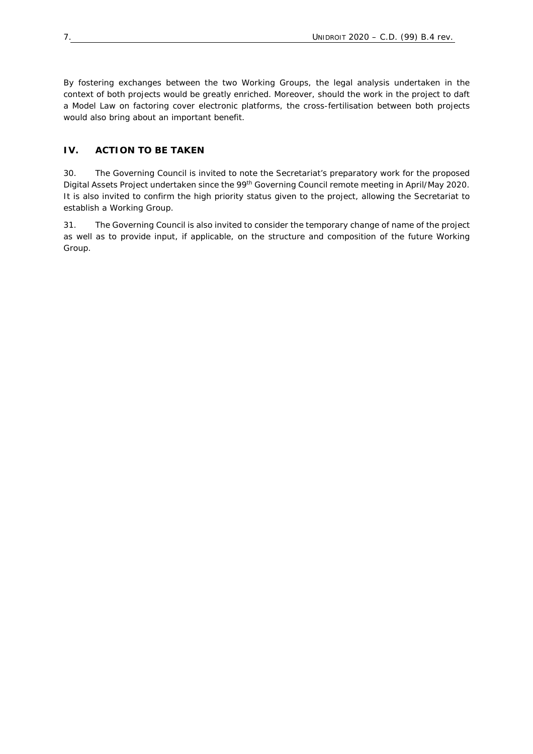By fostering exchanges between the two Working Groups, the legal analysis undertaken in the context of both projects would be greatly enriched. Moreover, should the work in the project to daft a Model Law on factoring cover electronic platforms, the cross-fertilisation between both projects would also bring about an important benefit.

## IV. ACTION TO BE TAKEN

30. The Governing Council is invited to note the Secretariat's preparatory work for the proposed Digital Assets Project undertaken since the 99th Governing Council remote meeting in April/May 2020. It is also invited to confirm the high priority status given to the project, allowing the Secretariat to establish a Working Group.

31. The Governing Council is also invited to consider the temporary change of name of the project as well as to provide input, if applicable, on the structure and composition of the future Working Group.